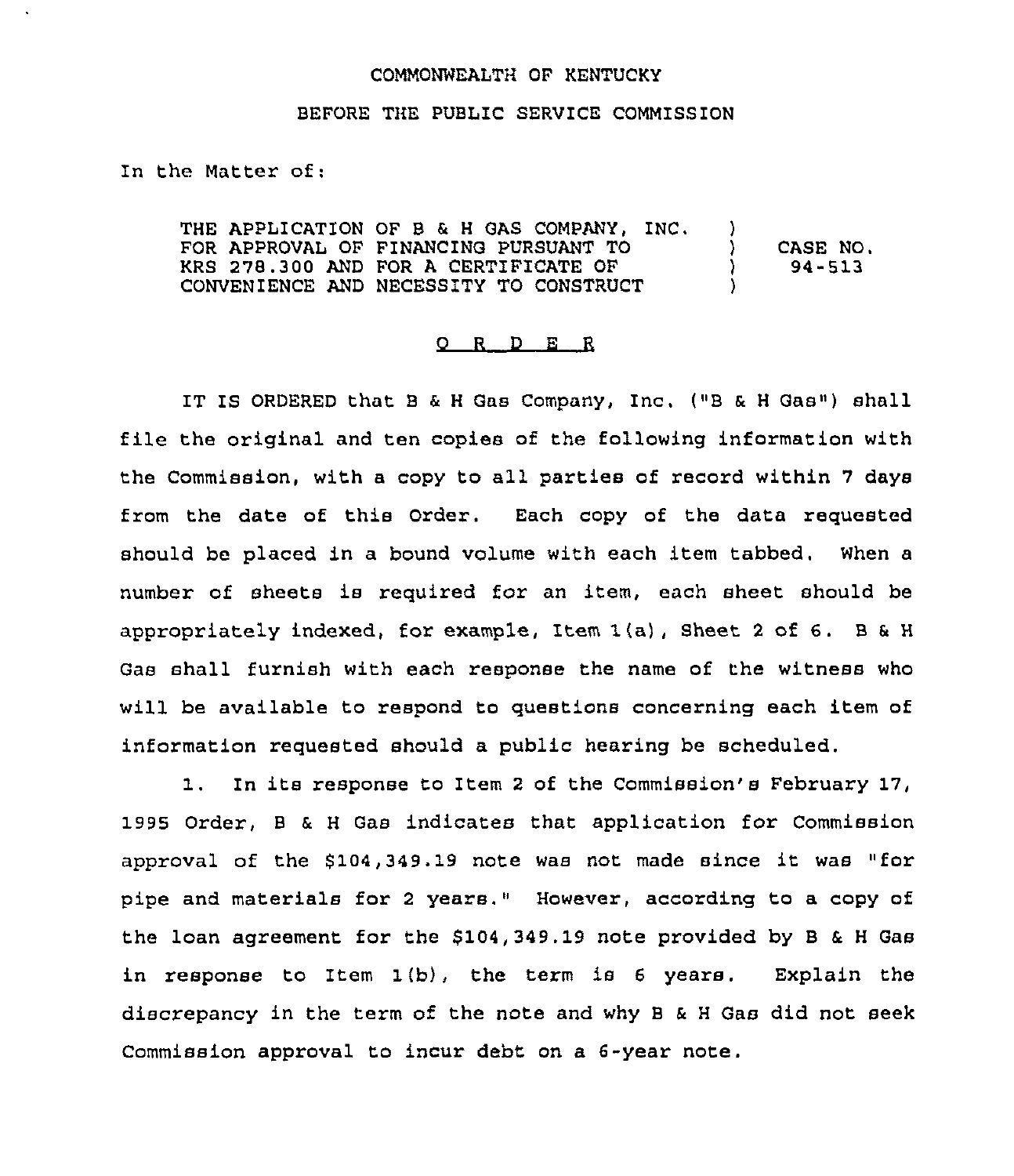COMMONWEALTH OF KENTUCKY

BEFORE THE PUBLIC SERVICE COMMISSION

In the Matter of:

| | | |
|---|---|---|
| THE APPLICATION OF B & H GAS COMPANY, INC. FOR APPROVAL OF FINANCING PURSUANT TO KRS 278.300 AND FOR A CERTIFICATE OF CONVENIENCE AND NECESSITY TO CONSTRUCT | ) ) ) ) | CASE NO. 94-513 |

## O R D E R

IT IS ORDERED that B & H Gas Company, Inc. ("B & H Gas") shall file the original and ten copies of the following information with the Commission, with a copy to all parties of record within 7 days from the date of this Order. Each copy of the data requested should be placed in a bound volume with each item tabbed. When a number of sheets is required for an item, each sheet should be appropriately indexed, for example, Item 1(a), Sheet 2 of 6. B & H Gas shall furnish with each response the name of the witness who will be available to respond to questions concerning each item of information requested should a public hearing be scheduled.

1. In its response to Item 2 of the Commission's February 17, 1995 Order, B & H Gas indicates that application for Commission approval of the $104,349.19 note was not made since it was "for pipe and materials for 2 years." However, according to a copy of the loan agreement for the $104,349.19 note provided by B & H Gas in response to Item 1(b), the term is 6 years. Explain the discrepancy in the term of the note and why B & H Gas did not seek Commission approval to incur debt on a 6-year note.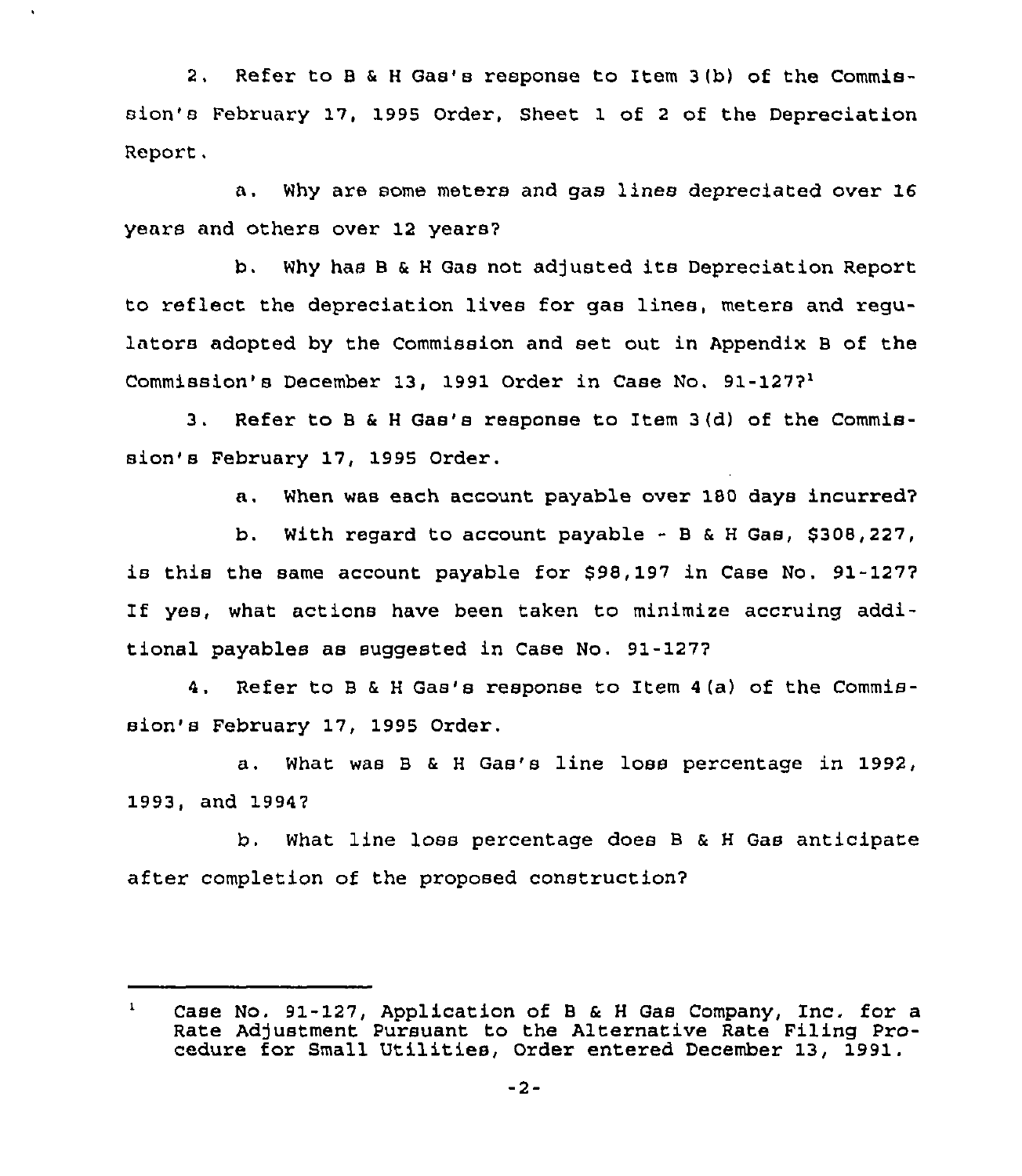2. Refer to B & H Gas's response to Item 3(b) of the Commission's February 17, 1995 Order, Sheet 1 of 2 of the Depreciation Report.

a. Why are some meters and gas lines depreciated over 16 years and others over 12 years?

b. Why has B & H Gas not adjusted its Depreciation Report to reflect the depreciation lives for gas lines, meters and regulators adopted by the Commission and set out in Appendix B of the Commission's December 13, 1991 Order in Case No. 91-127?[1]

3. Refer to B & H Gas's response to Item 3(d) of the Commission's February 17, 1995 Order.

a. When was each account payable over 180 days incurred?

b. With regard to account payable - B & H Gas, $308,227, is this the same account payable for $98,197 in Case No. 91-127? If yes, what actions have been taken to minimize accruing additional payables as suggested in Case No. 91-127?

4. Refer to B & H Gas's response to Item 4(a) of the Commission's February 17, 1995 Order.

a. What was B & H Gas's line loss percentage in 1992, 1993, and 1994?

b. What line loss percentage does B & H Gas anticipate after completion of the proposed construction?

---

[1] Case No. 91-127, Application of B & H Gas Company, Inc. for a Rate Adjustment Pursuant to the Alternative Rate Filing Procedure for Small Utilities, Order entered December 13, 1991.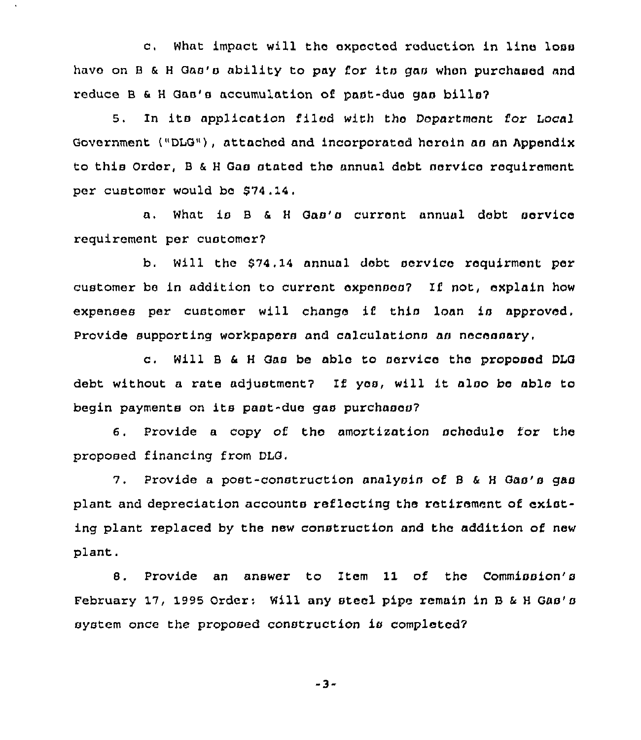c. What impact will the expected reduction in line loss have on B & H Gas's ability to pay for its gas when purchased and reduce B & H Gas's accumulation of past-due gas bills?

5. In its application filed with the Department for Local Government ("DLG"), attached and incorporated herein as an Appendix to this Order, B & H Gas stated the annual debt service requirement per customer would be $74.14.

a. What is B & H Gas's current annual debt service requirement per customer?

b. Will the $74.14 annual debt service requirment per customer be in addition to current expenses? If not, explain how expenses per customer will change if this loan is approved. Provide supporting workpapers and calculations as necessary.

c. Will B & H Gas be able to service the proposed DLG debt without a rate adjustment? If yes, will it also be able to begin payments on its past-due gas purchases?

6. Provide a copy of the amortization schedule for the proposed financing from DLG.

7. Provide a post-construction analysis of B & H Gas's gas plant and depreciation accounts reflecting the retirement of existing plant replaced by the new construction and the addition of new plant.

8. Provide an answer to Item 11 of the Commission's February 17, 1995 Order: Will any steel pipe remain in B & H Gas's system once the proposed construction is completed?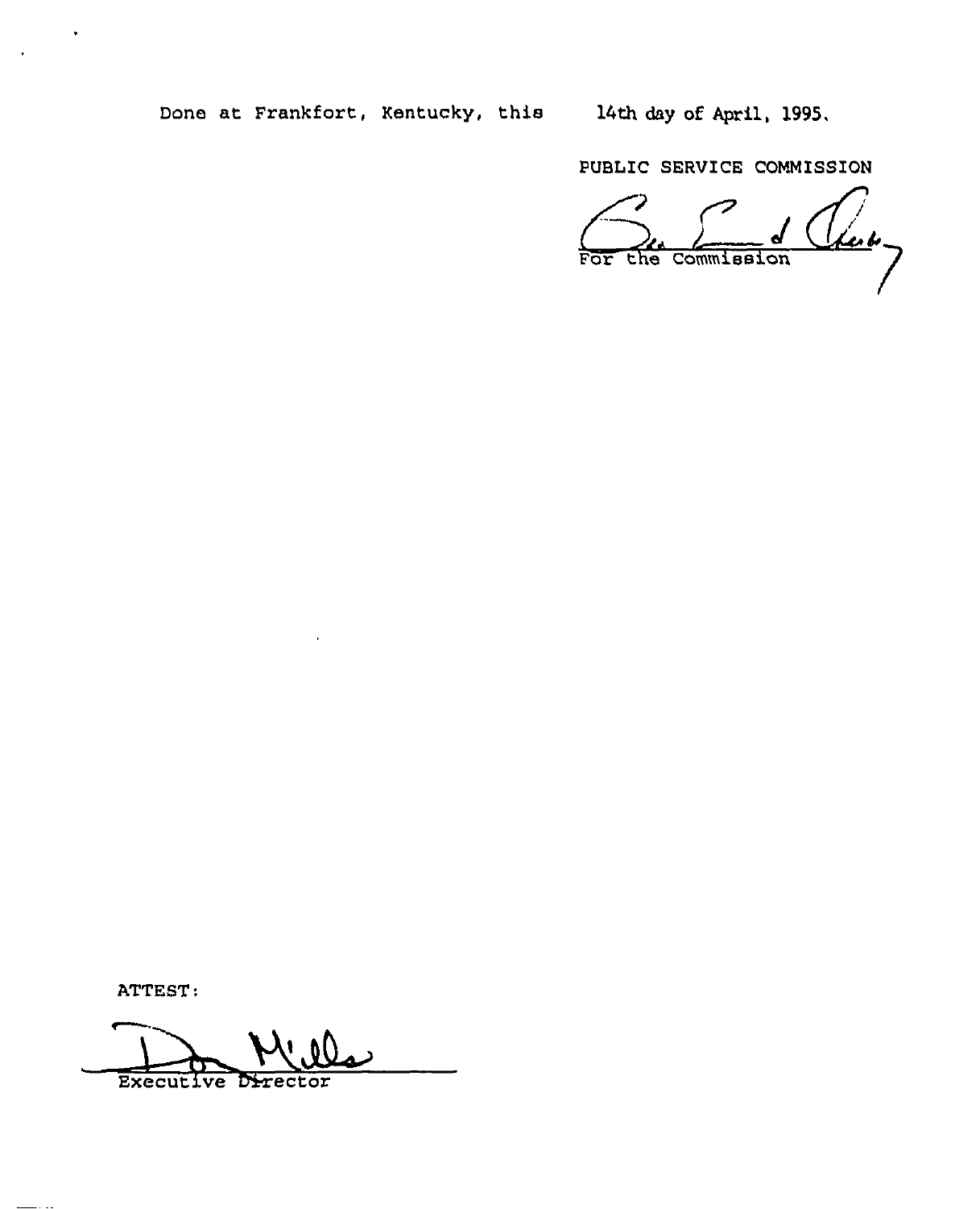Done at Frankfort, Kentucky, this 14th day of April, 1995.

PUBLIC SERVICE COMMISSION

For the Commission

ATTEST:

Executive Director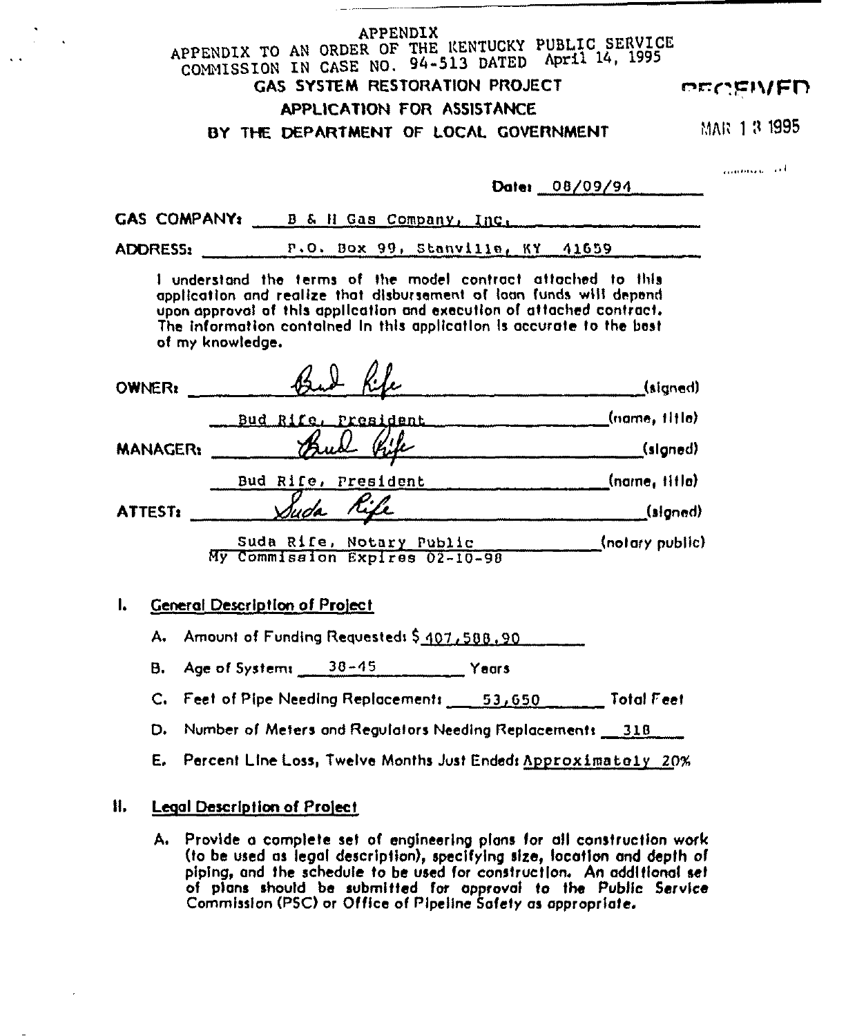APPENDIX

APPENDIX TO AN ORDER OF THE KENTUCKY PUBLIC SERVICE COMMISSION IN CASE NO. 94-513 DATED April 14, 1995

# GAS SYSTEM RESTORATION PROJECT

# APPLICATION FOR ASSISTANCE

# BY THE DEPARTMENT OF LOCAL GOVERNMENT

RECEIVED

MAR 13 1995

Date: 08/09/94

GAS COMPANY: B & H Gas Company, Inc.

ADDRESS: P.O. Box 99, Stanville, KY 41659

I understand the terms of the model contract attached to this application and realize that disbursement of loan funds will depend upon approval of this application and execution of attached contract. The information contained in this application is accurate to the best of my knowledge.

OWNER: Bud Rife (signed)

Bud Rife, President (name, title)

MANAGER: Bud Rife (signed)

Bud Rife, President (name, title)

ATTEST: Suda Rife (signed)

Suda Rife, Notary Public (notary public)
My Commission Expires 02-10-98

## I. General Description of Project

A. Amount of Funding Requested: $ 407,588.90

B. Age of System: 38-45 Years

C. Feet of Pipe Needing Replacement: 53,650 Total Feet

D. Number of Meters and Regulators Needing Replacement: 318

E. Percent Line Loss, Twelve Months Just Ended: Approximately 20%

## II. Legal Description of Project

A. Provide a complete set of engineering plans for all construction work (to be used as legal description), specifying size, location and depth of piping, and the schedule to be used for construction. An additional set of plans should be submitted for approval to the Public Service Commission (PSC) or Office of Pipeline Safety as appropriate.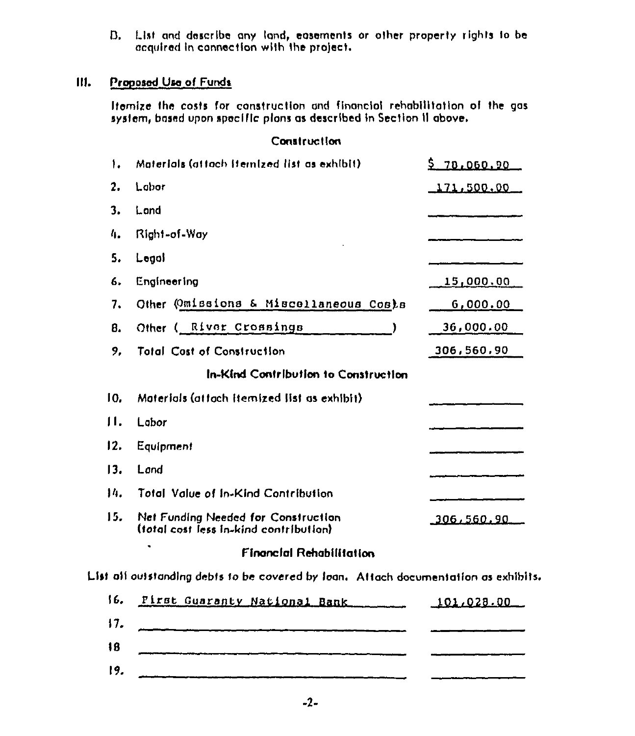D. List and describe any land, easements or other property rights to be acquired in connection with the project.

## III. Proposed Use of Funds

Itemize the costs for construction and financial rehabilitation of the gas system, based upon specific plans as described in Section II above.

### Construction

| | | |
|---|---|---|
| 1. | Materials (attach itemized list as exhibit) | $ 70,060.90 |
| 2. | Labor | 171,500.00 |
| 3. | Land | |
| 4. | Right-of-Way | |
| 5. | Legal | |
| 6. | Engineering | 15,000.00 |
| 7. | Other (Omissions & Miscellaneous Costs) | 6,000.00 |
| 8. | Other ( River Crossings ) | 36,000.00 |
| 9. | Total Cost of Construction | 306,560.90 |

### In-Kind Contribution to Construction

| | | |
|---|---|---|
| 10. | Materials (attach itemized list as exhibit) | |
| 11. | Labor | |
| 12. | Equipment | |
| 13. | Land | |
| 14. | Total Value of In-Kind Contribution | |
| 15. | Net Funding Needed for Construction (total cost less in-kind contribution) | 306,560.90 |

### Financial Rehabilitation

List all outstanding debts to be covered by loan. Attach documentation as exhibits.

| | | |
|---|---|---|
| 16. | First Guaranty National Bank | 101,028.00 |
| 17. | | |
| 18 | | |
| 19. | | |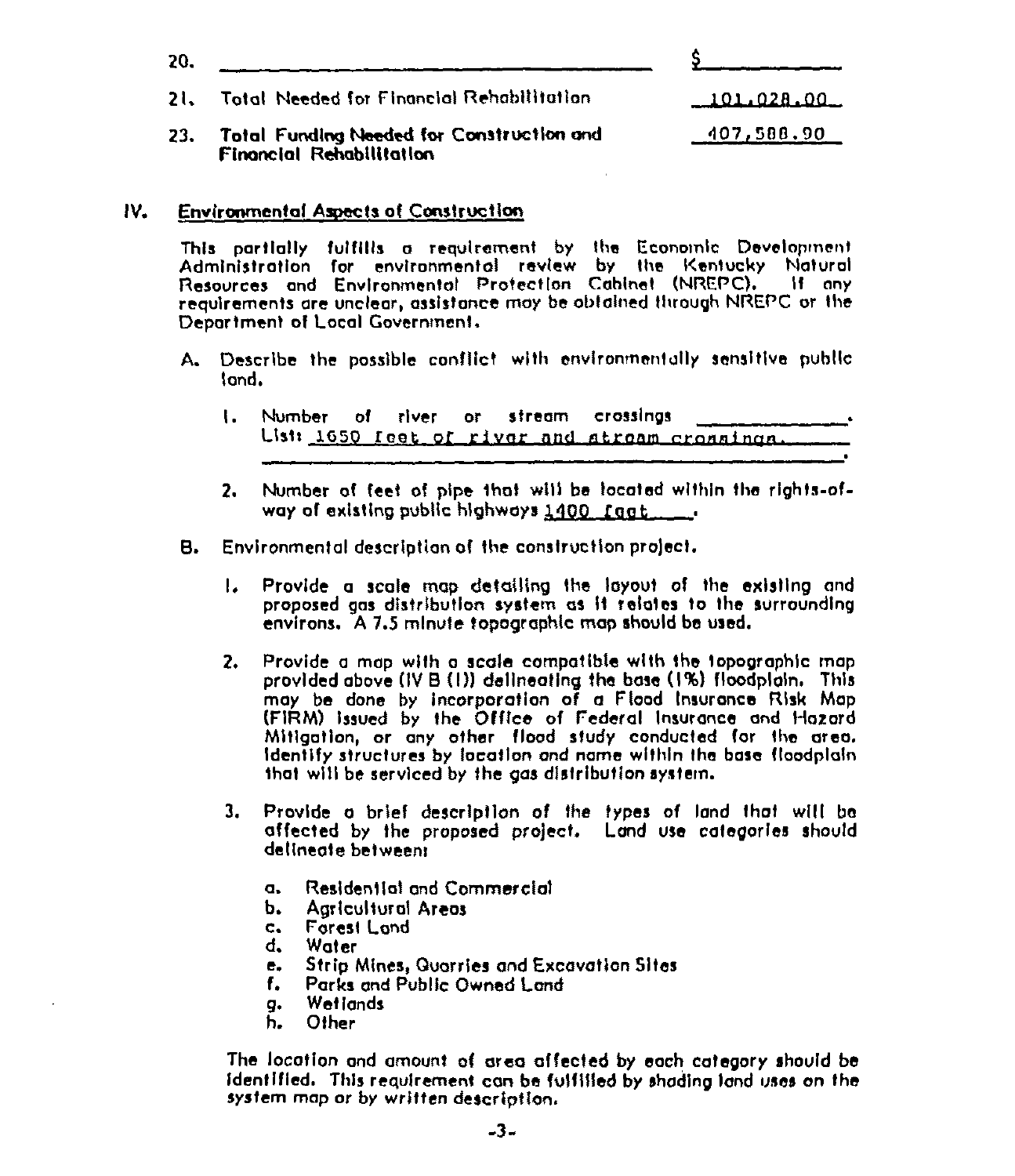20. ______________________________ $__________

21. Total Needed for Financial Rehabilitation 101,028.00

23. Total Funding Needed for Construction and Financial Rehabilitation 407,588.90

## IV. Environmental Aspects of Construction

This partially fulfills a requirement by the Economic Development Administration for environmental review by the Kentucky Natural Resources and Environmental Protection Cabinet (NREPC). If any requirements are unclear, assistance may be obtained through NREPC or the Department of Local Government.

A. Describe the possible conflict with environmentally sensitive public land.

1. Number of river or stream crossings __________.
   List: 1650 feet of river and stream crossings.
   ______________________________.

2. Number of feet of pipe that will be located within the rights-of-way of existing public highways 1400 feet.

B. Environmental description of the construction project.

1. Provide a scale map detailing the layout of the existing and proposed gas distribution system as it relates to the surrounding environs. A 7.5 minute topographic map should be used.

2. Provide a map with a scale compatible with the topographic map provided above (IV B (1)) delineating the base (1%) floodplain. This may be done by incorporation of a Flood Insurance Risk Map (FIRM) issued by the Office of Federal Insurance and Hazard Mitigation, or any other flood study conducted for the area. Identify structures by location and name within the base floodplain that will be serviced by the gas distribution system.

3. Provide a brief description of the types of land that will be affected by the proposed project. Land use categories should delineate between:

   a. Residential and Commercial
   b. Agricultural Areas
   c. Forest Land
   d. Water
   e. Strip Mines, Quarries and Excavation Sites
   f. Parks and Public Owned Land
   g. Wetlands
   h. Other

The location and amount of area affected by each category should be identified. This requirement can be fulfilled by shading land uses on the system map or by written description.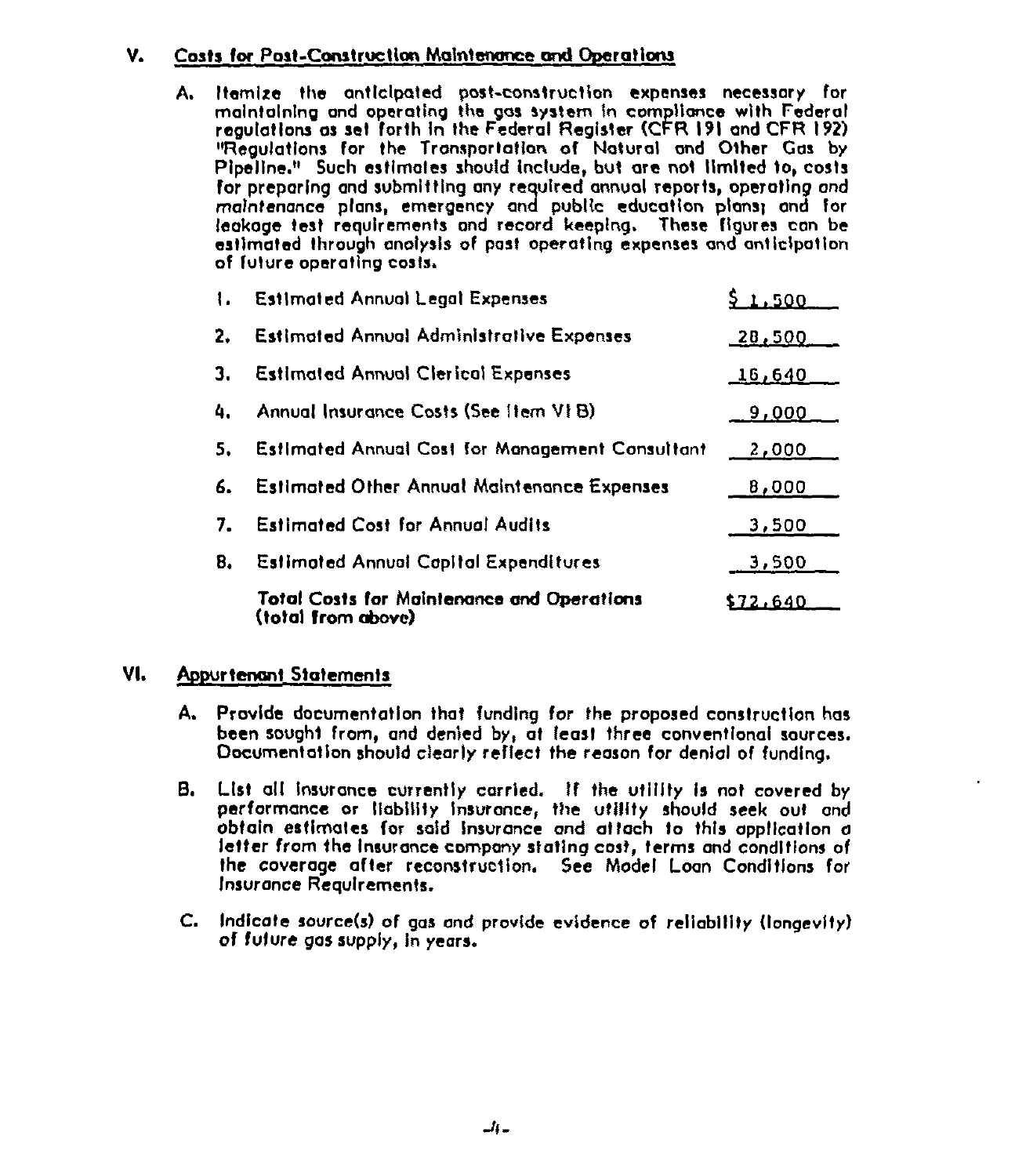## V. Costs for Post-Construction Maintenance and Operations

A. Itemize the anticipated post-construction expenses necessary for maintaining and operating the gas system in compliance with Federal regulations as set forth in the Federal Register (CFR 191 and CFR 192) "Regulations for the Transportation of Natural and Other Gas by Pipeline." Such estimates should include, but are not limited to, costs for preparing and submitting any required annual reports, operating and maintenance plans, emergency and public education plans; and for leakage test requirements and record keeping. These figures can be estimated through analysis of past operating expenses and anticipation of future operating costs.

| | | |
|---|---|---|
| 1. | Estimated Annual Legal Expenses | $ 1,500 |
| 2. | Estimated Annual Administrative Expenses | 28,500 |
| 3. | Estimated Annual Clerical Expenses | 16,640 |
| 4. | Annual Insurance Costs (See Item VI B) | 9,000 |
| 5. | Estimated Annual Cost for Management Consultant | 2,000 |
| 6. | Estimated Other Annual Maintenance Expenses | 8,000 |
| 7. | Estimated Cost for Annual Audits | 3,500 |
| 8. | Estimated Annual Capital Expenditures | 3,500 |
| | **Total Costs for Maintenance and Operations (total from above)** | $72,640 |

## VI. Appurtenant Statements

A. Provide documentation that funding for the proposed construction has been sought from, and denied by, at least three conventional sources. Documentation should clearly reflect the reason for denial of funding.

B. List all insurance currently carried. If the utility is not covered by performance or liability insurance, the utility should seek out and obtain estimates for said insurance and attach to this application a letter from the insurance company stating cost, terms and conditions of the coverage after reconstruction. See Model Loan Conditions for Insurance Requirements.

C. Indicate source(s) of gas and provide evidence of reliability (longevity) of future gas supply, in years.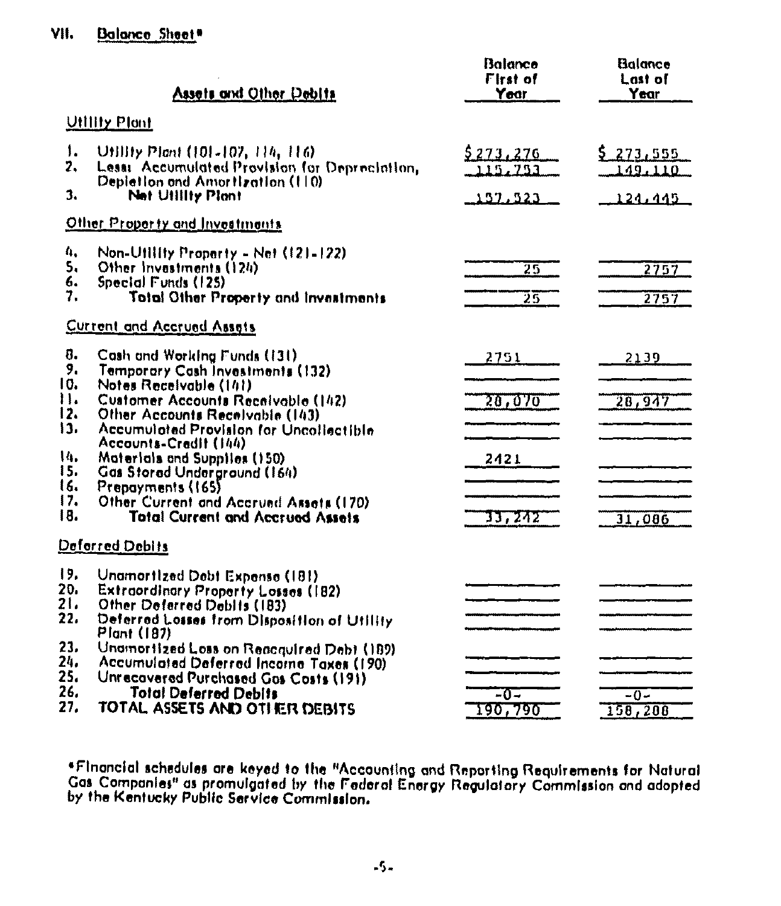## VII. Balance Sheet*

| Assets and Other Debits | Balance First of Year | Balance Last of Year |
|---|---|---|
| **Utility Plant** | | |
| 1. Utility Plant (101-107, 114, 116) | $273,276 | $ 273,555 |
| 2. Less: Accumulated Provision for Depreciation, Depletion and Amortization (110) | 115,753 | 149,110 |
| 3. **Net Utility Plant** | 157,523 | 124,445 |
| **Other Property and Investments** | | |
| 4. Non-Utility Property - Net (121-122) | | |
| 5. Other Investments (124) | 25 | 2757 |
| 6. Special Funds (125) | | |
| 7. **Total Other Property and Investments** | 25 | 2757 |
| **Current and Accrued Assets** | | |
| 8. Cash and Working Funds (131) | 2751 | 2139 |
| 9. Temporary Cash Investments (132) | | |
| 10. Notes Receivable (141) | | |
| 11. Customer Accounts Receivable (142) | 28,070 | 28,947 |
| 12. Other Accounts Receivable (143) | | |
| 13. Accumulated Provision for Uncollectible Accounts-Credit (144) | | |
| 14. Materials and Supplies (150) | 2421 | |
| 15. Gas Stored Underground (164) | | |
| 16. Prepayments (165) | | |
| 17. Other Current and Accrued Assets (170) | | |
| 18. **Total Current and Accrued Assets** | 33,242 | 31,086 |
| **Deferred Debits** | | |
| 19. Unamortized Debt Expense (181) | | |
| 20. Extraordinary Property Losses (182) | | |
| 21. Other Deferred Debits (183) | | |
| 22. Deferred Losses from Disposition of Utility Plant (187) | | |
| 23. Unamortized Loss on Reacquired Debt (189) | | |
| 24. Accumulated Deferred Income Taxes (190) | | |
| 25. Unrecovered Purchased Gas Costs (191) | | |
| 26. **Total Deferred Debits** | -0- | -0- |
| 27. **TOTAL ASSETS AND OTHER DEBITS** | 190,790 | 158,288 |

*Financial schedules are keyed to the "Accounting and Reporting Requirements for Natural Gas Companies" as promulgated by the Federal Energy Regulatory Commission and adopted by the Kentucky Public Service Commission.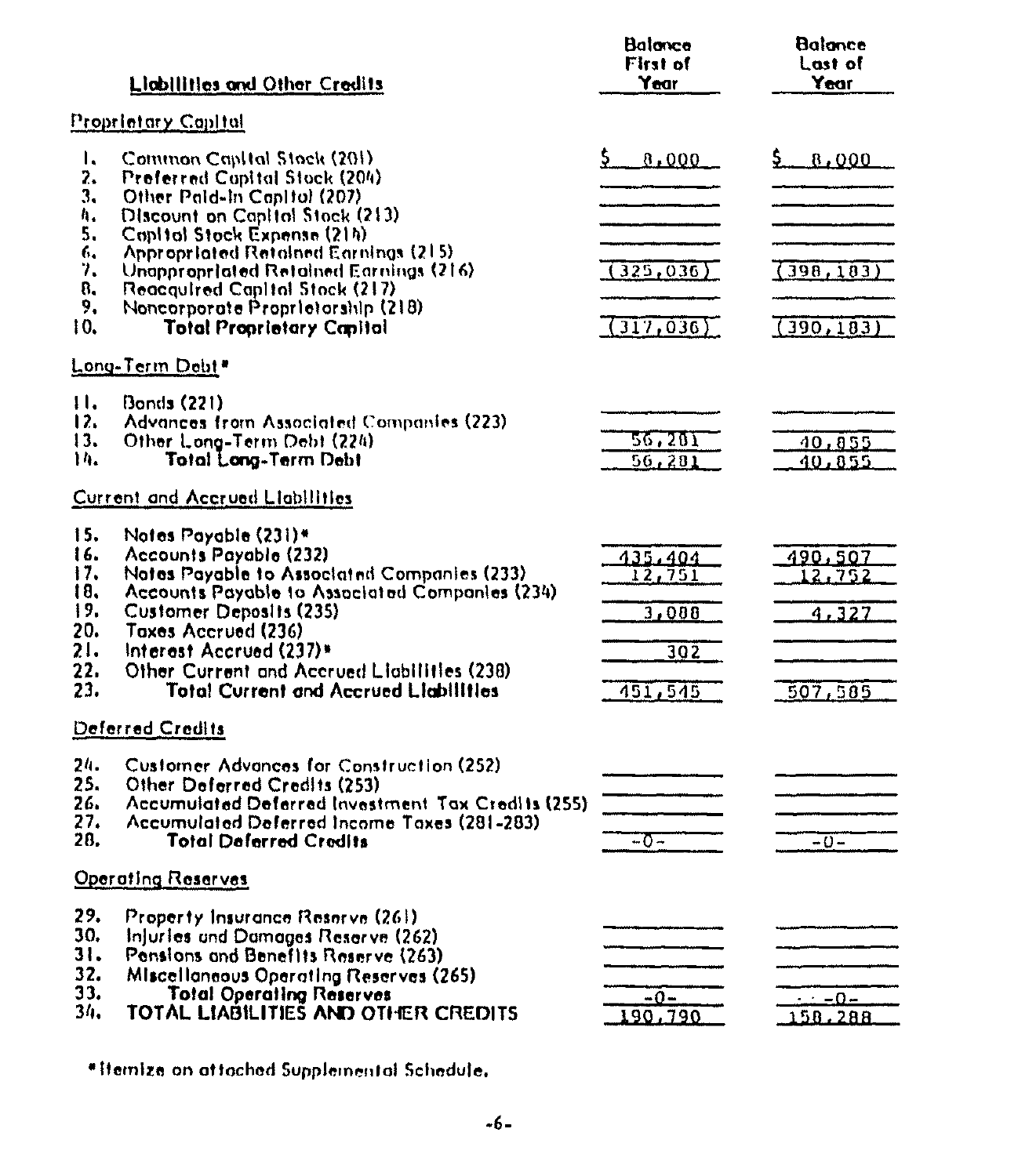| Liabilities and Other Credits | Balance First of Year | Balance Last of Year |
|---|---|---|
| **Proprietary Capital** | | |
| 1. Common Capital Stock (201) | $ 8,000 | $ 8,000 |
| 2. Preferred Capital Stock (204) | | |
| 3. Other Paid-In Capital (207) | | |
| 4. Discount on Capital Stock (213) | | |
| 5. Capital Stock Expense (214) | | |
| 6. Appropriated Retained Earnings (215) | | |
| 7. Unappropriated Retained Earnings (216) | (325,036) | (398,183) |
| 8. Reacquired Capital Stock (217) | | |
| 9. Noncorporate Proprietorship (218) | | |
| 10. **Total Proprietary Capital** | (317,036) | (390,183) |
| **Long-Term Debt*** | | |
| 11. Bonds (221) | | |
| 12. Advances from Associated Companies (223) | | |
| 13. Other Long-Term Debt (224) | 56,281 | 40,855 |
| 14. **Total Long-Term Debt** | 56,281 | 40,855 |
| **Current and Accrued Liabilities** | | |
| 15. Notes Payable (231)* | | |
| 16. Accounts Payable (232) | 435,404 | 490,507 |
| 17. Notes Payable to Associated Companies (233) | 12,751 | 12,752 |
| 18. Accounts Payable to Associated Companies (234) | | |
| 19. Customer Deposits (235) | 3,088 | 4,327 |
| 20. Taxes Accrued (236) | | |
| 21. Interest Accrued (237)* | 302 | |
| 22. Other Current and Accrued Liabilities (238) | | |
| 23. **Total Current and Accrued Liabilities** | 451,545 | 507,586 |
| **Deferred Credits** | | |
| 24. Customer Advances for Construction (252) | | |
| 25. Other Deferred Credits (253) | | |
| 26. Accumulated Deferred Investment Tax Credits (255) | | |
| 27. Accumulated Deferred Income Taxes (281-283) | | |
| 28. **Total Deferred Credits** | -0- | -0- |
| **Operating Reserves** | | |
| 29. Property Insurance Reserve (261) | | |
| 30. Injuries and Damages Reserve (262) | | |
| 31. Pensions and Benefits Reserve (263) | | |
| 32. Miscellaneous Operating Reserves (265) | | |
| 33. **Total Operating Reserves** | -0- | -0- |
| 34. **TOTAL LIABILITIES AND OTHER CREDITS** | 190,790 | 158,288 |

*Itemize on attached Supplemental Schedule.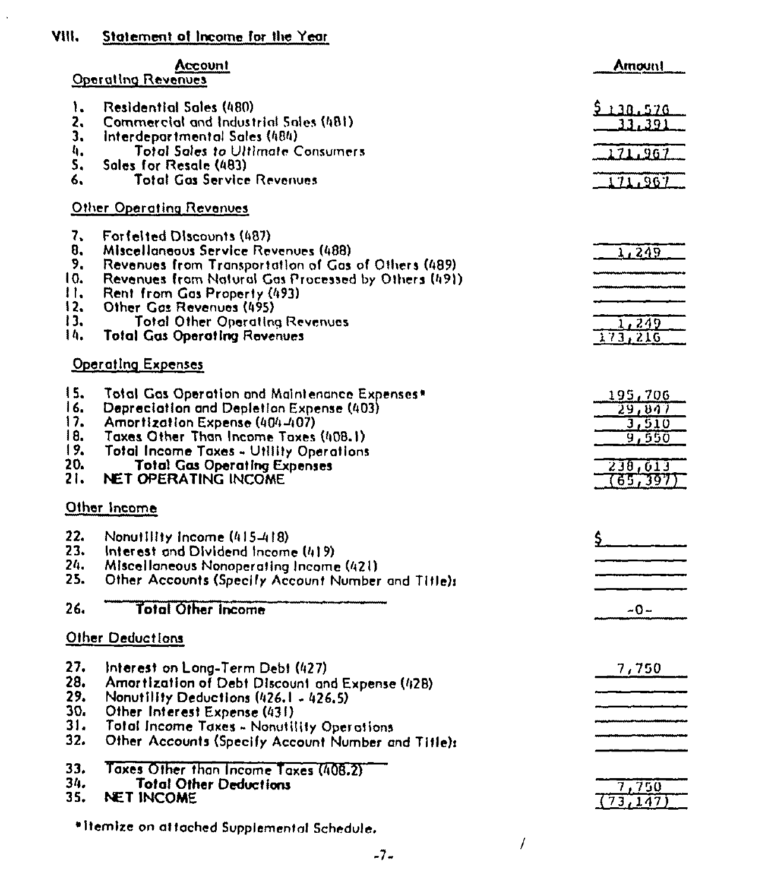## VIII. Statement of Income for the Year

| Account | Amount |
|---|---|
| **Operating Revenues** | |
| 1. Residential Sales (480) | $ 138,576 |
| 2. Commercial and Industrial Sales (481) | 33,391 |
| 3. Interdepartmental Sales (484) | |
| 4. *Total Sales to Ultimate Consumers* | 171,967 |
| 5. Sales for Resale (483) | |
| 6. Total Gas Service Revenues | 171,967 |
| **Other Operating Revenues** | |
| 7. Forfeited Discounts (487) | |
| 8. Miscellaneous Service Revenues (488) | 1,249 |
| 9. Revenues from Transportation of Gas of Others (489) | |
| 10. Revenues from Natural Gas Processed by Others (491) | |
| 11. Rent from Gas Property (493) | |
| 12. Other Gas Revenues (495) | |
| 13. Total Other Operating Revenues | 1,249 |
| 14. **Total Gas Operating Revenues** | 173,216 |
| **Operating Expenses** | |
| 15. Total Gas Operation and Maintenance Expenses* | 195,706 |
| 16. Depreciation and Depletion Expense (403) | 29,847 |
| 17. Amortization Expense (404-407) | 3,510 |
| 18. Taxes Other Than Income Taxes (408.1) | 9,550 |
| 19. Total Income Taxes - Utility Operations | |
| 20. **Total Gas Operating Expenses** | 238,613 |
| 21. **NET OPERATING INCOME** | (65,397) |
| **Other Income** | |
| 22. Nonutility Income (415-418) | $ |
| 23. Interest and Dividend Income (419) | |
| 24. Miscellaneous Nonoperating Income (421) | |
| 25. Other Accounts (Specify Account Number and Title): | |
| 26. **Total Other Income** | -0- |
| **Other Deductions** | |
| 27. Interest on Long-Term Debt (427) | 7,750 |
| 28. Amortization of Debt Discount and Expense (428) | |
| 29. Nonutility Deductions (426.1 - 426.5) | |
| 30. Other Interest Expense (431) | |
| 31. Total Income Taxes - Nonutility Operations | |
| 32. Other Accounts (Specify Account Number and Title): | |
| 33. Taxes Other than Income Taxes (408.2) | |
| 34. **Total Other Deductions** | 7,750 |
| 35. **NET INCOME** | (73,147) |

*Itemize on attached Supplemental Schedule.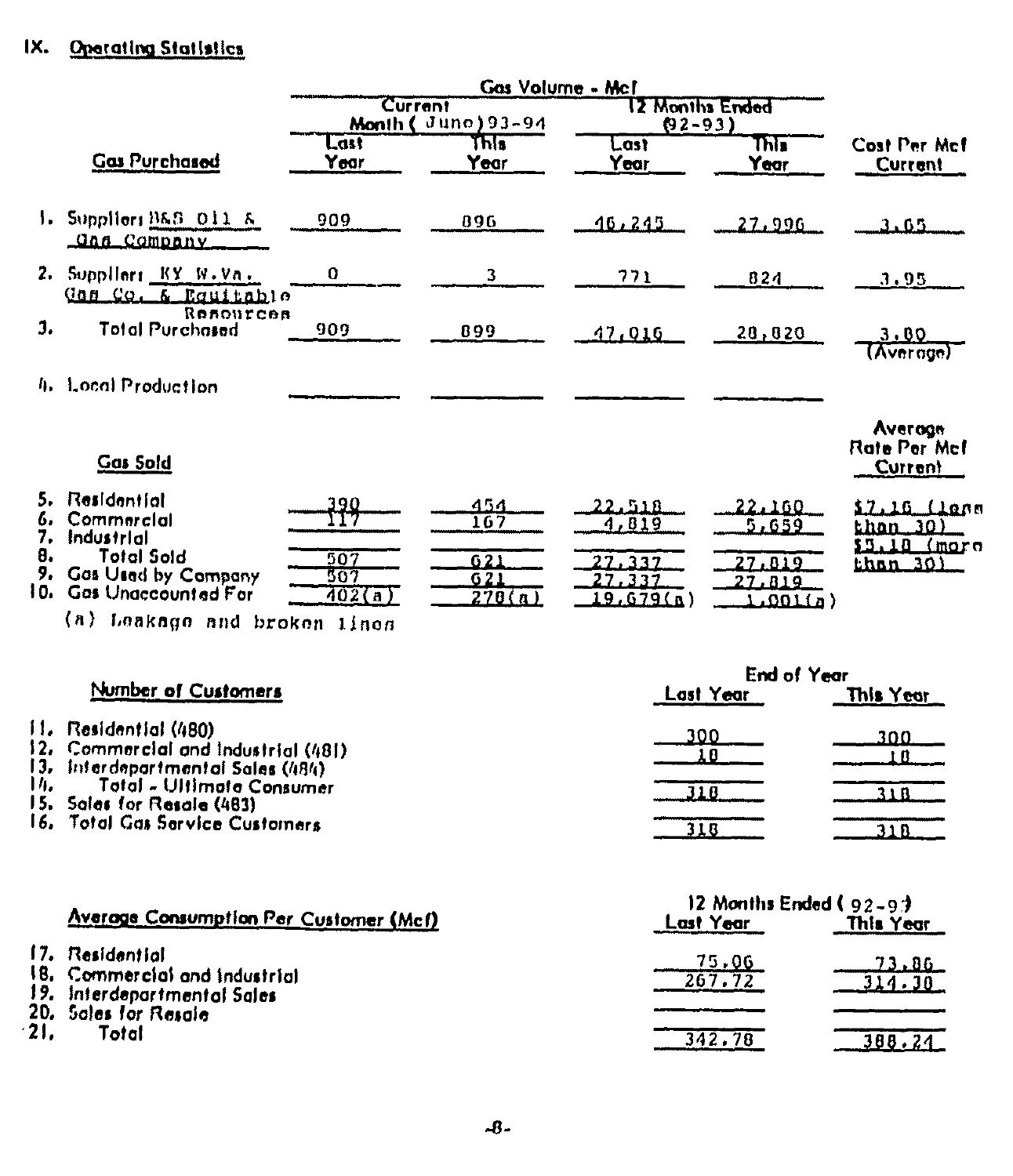## IX. Operating Statistics

| Gas Purchased | Gas Volume - Mcf: Current Month ( June) 93-94 Last Year | This Year | 12 Months Ended (92-93) Last Year | This Year | Cost Per Mcf Current |
|---|---|---|---|---|---|
| 1. Supplier: B&S Oil & Gas Company | 909 | 896 | 46,245 | 27,996 | 3.05 |
| 2. Supplier: KY W.Va. Gas Co. & Equitable Resources | 0 | 3 | 771 | 824 | 3.95 |
| 3. Total Purchased | 909 | 899 | 47,016 | 28,820 | 3.80 (Average) |
| 4. Local Production | | | | | |

| Gas Sold | Last Year | This Year | Last Year | This Year | Average Rate Per Mcf Current |
|---|---|---|---|---|---|
| 5. Residential | 390 | 454 | 22,518 | 22,160 | $7.10 (less than 30) |
| 6. Commercial | 117 | 167 | 4,819 | 5,659 | $5.10 (more than 30) |
| 7. Industrial | | | | | |
| 8. Total Sold | 507 | 621 | 27,337 | 27,819 | |
| 9. Gas Used by Company | 507 | 621 | 27,337 | 27,819 | |
| 10. Gas Unaccounted For | 402(a) | 278(a) | 19,679(a) | 1,001(a) | |

(a) Leakage and broken lines

| Number of Customers | End of Year Last Year | This Year |
|---|---|---|
| 11. Residential (480) | 300 | 300 |
| 12. Commercial and Industrial (481) | 18 | 18 |
| 13. Interdepartmental Sales (484) | | |
| 14. Total - Ultimate Consumer | 318 | 318 |
| 15. Sales for Resale (483) | | |
| 16. Total Gas Service Customers | 318 | 318 |

| Average Consumption Per Customer (Mcf) | 12 Months Ended (92-93) Last Year | This Year |
|---|---|---|
| 17. Residential | 75.06 | 73.86 |
| 18. Commercial and Industrial | 267.72 | 314.38 |
| 19. Interdepartmental Sales | | |
| 20. Sales for Resale | | |
| 21. Total | 342.78 | 388.24 |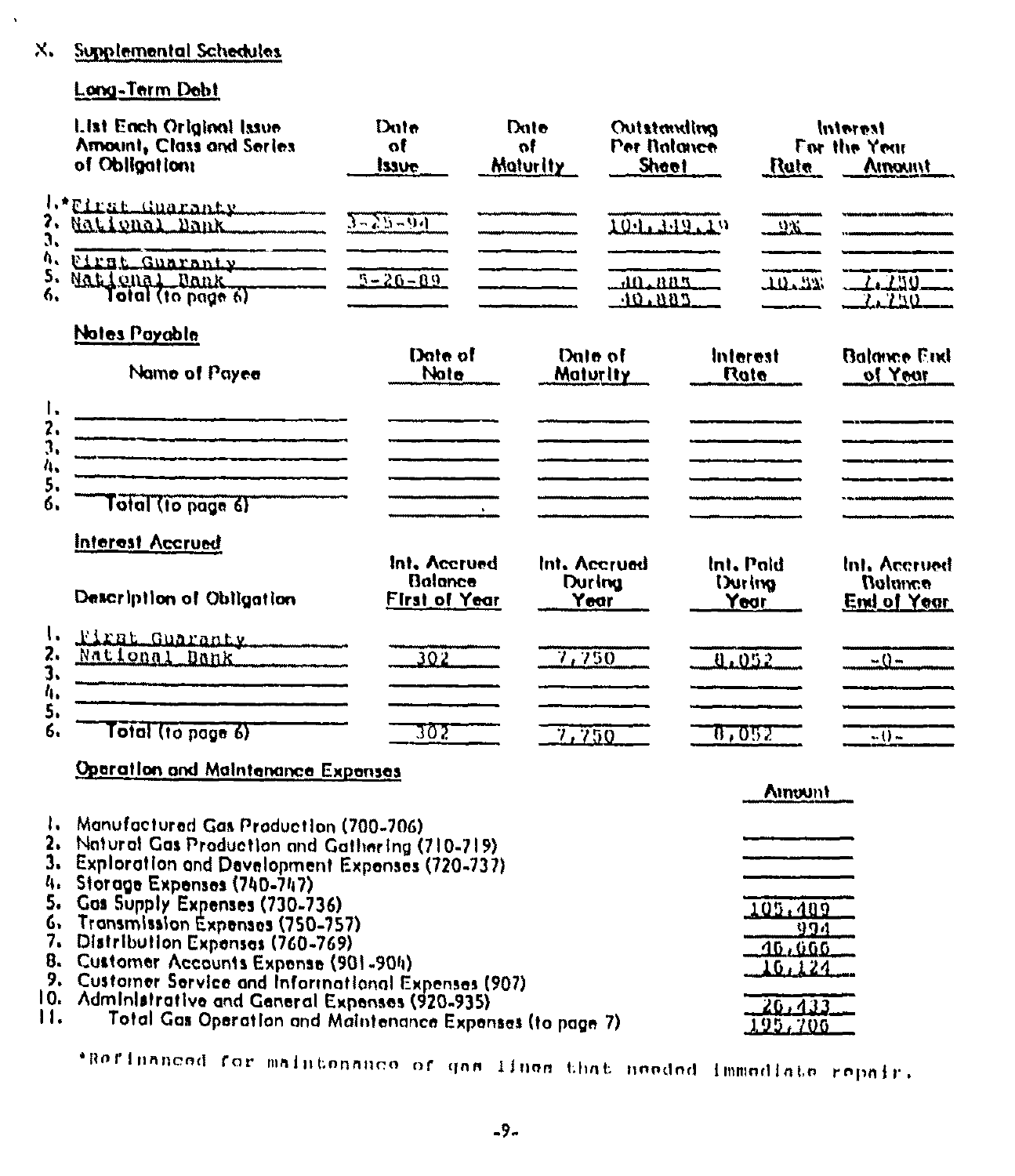## X. Supplemental Schedules

### Long-Term Debt

| | List Each Original Issue Amount, Class and Series of Obligation: | Date of Issue | Date of Maturity | Outstanding Per Balance Sheet | Interest For the Year Rate | Interest For the Year Amount |
|---|---|---|---|---|---|---|
| 1. | *First Guaranty | | | | | |
| 2. | National Bank | 3-25-94 | | 104,349.19 | 9% | |
| 3. | | | | | | |
| 4. | First Guaranty | | | | | |
| 5. | National Bank | 5-26-89 | | 40,885 | 10.5% | 7,750 |
| 6. | Total (to page 6) | | | 40,885 | | 7,750 |

### Notes Payable

| | Name of Payee | Date of Note | Date of Maturity | Interest Rate | Balance End of Year |
|---|---|---|---|---|---|
| 1. | | | | | |
| 2. | | | | | |
| 3. | | | | | |
| 4. | | | | | |
| 5. | | | | | |
| 6. | Total (to page 6) | | | | |

### Interest Accrued

| | Description of Obligation | Int. Accrued Balance First of Year | Int. Accrued During Year | Int. Paid During Year | Int. Accrued Balance End of Year |
|---|---|---|---|---|---|
| 1. | First Guaranty | | | | |
| 2. | National Bank | 302 | 7,750 | 8,052 | -0- |
| 3. | | | | | |
| 4. | | | | | |
| 5. | | | | | |
| 6. | Total (to page 6) | 302 | 7,750 | 8,052 | -0- |

### Operation and Maintenance Expenses

| | | Amount |
|---|---|---|
| 1. | Manufactured Gas Production (700-706) | |
| 2. | Natural Gas Production and Gathering (710-719) | |
| 3. | Exploration and Development Expenses (720-737) | |
| 4. | Storage Expenses (740-747) | |
| 5. | Gas Supply Expenses (730-736) | 105,489 |
| 6. | Transmission Expenses (750-757) | 994 |
| 7. | Distribution Expenses (760-769) | 46,666 |
| 8. | Customer Accounts Expense (901-904) | 16,124 |
| 9. | Customer Service and Informational Expenses (907) | |
| 10. | Administrative and General Expenses (920-935) | 26,433 |
| 11. | Total Gas Operation and Maintenance Expenses (to page 7) | 195,706 |

*Refinanced for maintenance of gas lines that needed immediate repair.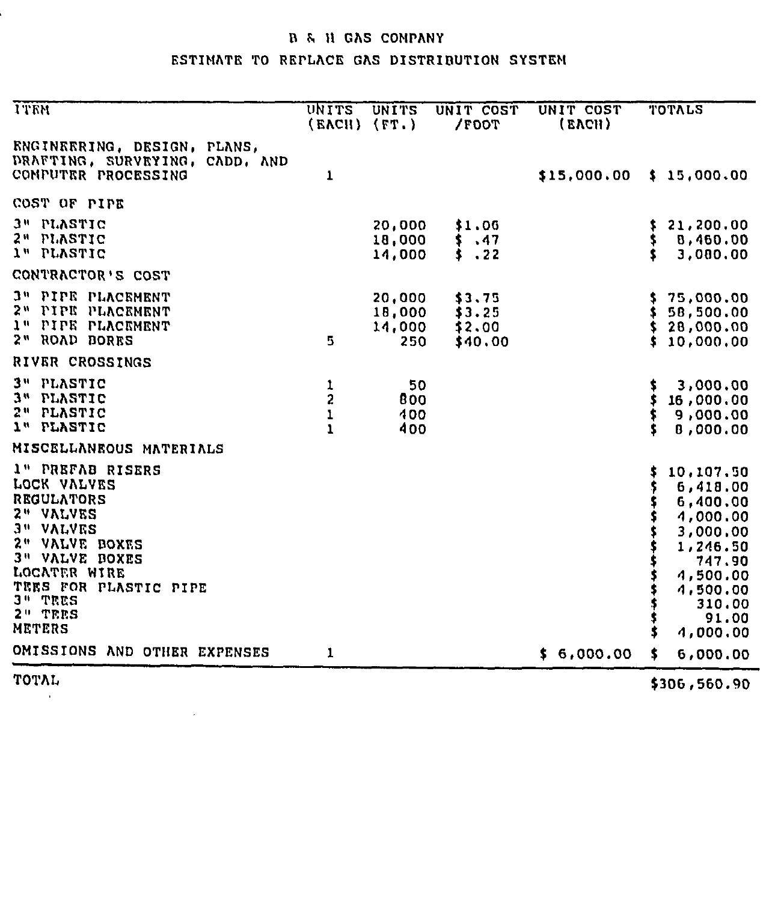# B & H GAS COMPANY

## ESTIMATE TO REPLACE GAS DISTRIBUTION SYSTEM

| ITEM | UNITS (EACH) | UNITS (FT.) | UNIT COST /FOOT | UNIT COST (EACH) | TOTALS |
|---|---|---|---|---|---|
| ENGINEERING, DESIGN, PLANS, DRAFTING, SURVEYING, CADD, AND COMPUTER PROCESSING | 1 | | | $15,000.00 | $ 15,000.00 |
| COST OF PIPE | | | | | |
| 3" PLASTIC | | 20,000 | $1.06 | | $ 21,200.00 |
| 2" PLASTIC | | 18,000 | $ .47 | | $ 8,460.00 |
| 1" PLASTIC | | 14,000 | $ .22 | | $ 3,080.00 |
| CONTRACTOR'S COST | | | | | |
| 3" PIPE PLACEMENT | | 20,000 | $3.75 | | $ 75,000.00 |
| 2" PIPE PLACEMENT | | 18,000 | $3.25 | | $ 58,500.00 |
| 1" PIPE PLACEMENT | | 14,000 | $2.00 | | $ 28,000.00 |
| 2" ROAD BORES | 5 | 250 | $40.00 | | $ 10,000.00 |
| RIVER CROSSINGS | | | | | |
| 3" PLASTIC | 1 | 50 | | | $ 3,000.00 |
| 3" PLASTIC | 2 | 800 | | | $ 16,000.00 |
| 2" PLASTIC | 1 | 400 | | | $ 9,000.00 |
| 1" PLASTIC | 1 | 400 | | | $ 8,000.00 |
| MISCELLANEOUS MATERIALS | | | | | |
| 1" PREFAB RISERS | | | | | $ 10,107.50 |
| LOCK VALVES | | | | | $ 6,418.00 |
| REGULATORS | | | | | $ 6,400.00 |
| 2" VALVES | | | | | $ 4,000.00 |
| 3" VALVES | | | | | $ 3,000.00 |
| 2" VALVE BOXES | | | | | $ 1,246.50 |
| 3" VALVE BOXES | | | | | $ 747.90 |
| LOCATER WIRE | | | | | $ 4,500.00 |
| TEES FOR PLASTIC PIPE | | | | | $ 4,500.00 |
| 3" TEES | | | | | $ 310.00 |
| 2" TEES | | | | | $ 91.00 |
| METERS | | | | | $ 4,000.00 |
| OMISSIONS AND OTHER EXPENSES | 1 | | | $ 6,000.00 | $ 6,000.00 |
| TOTAL | | | | | $306,560.90 |